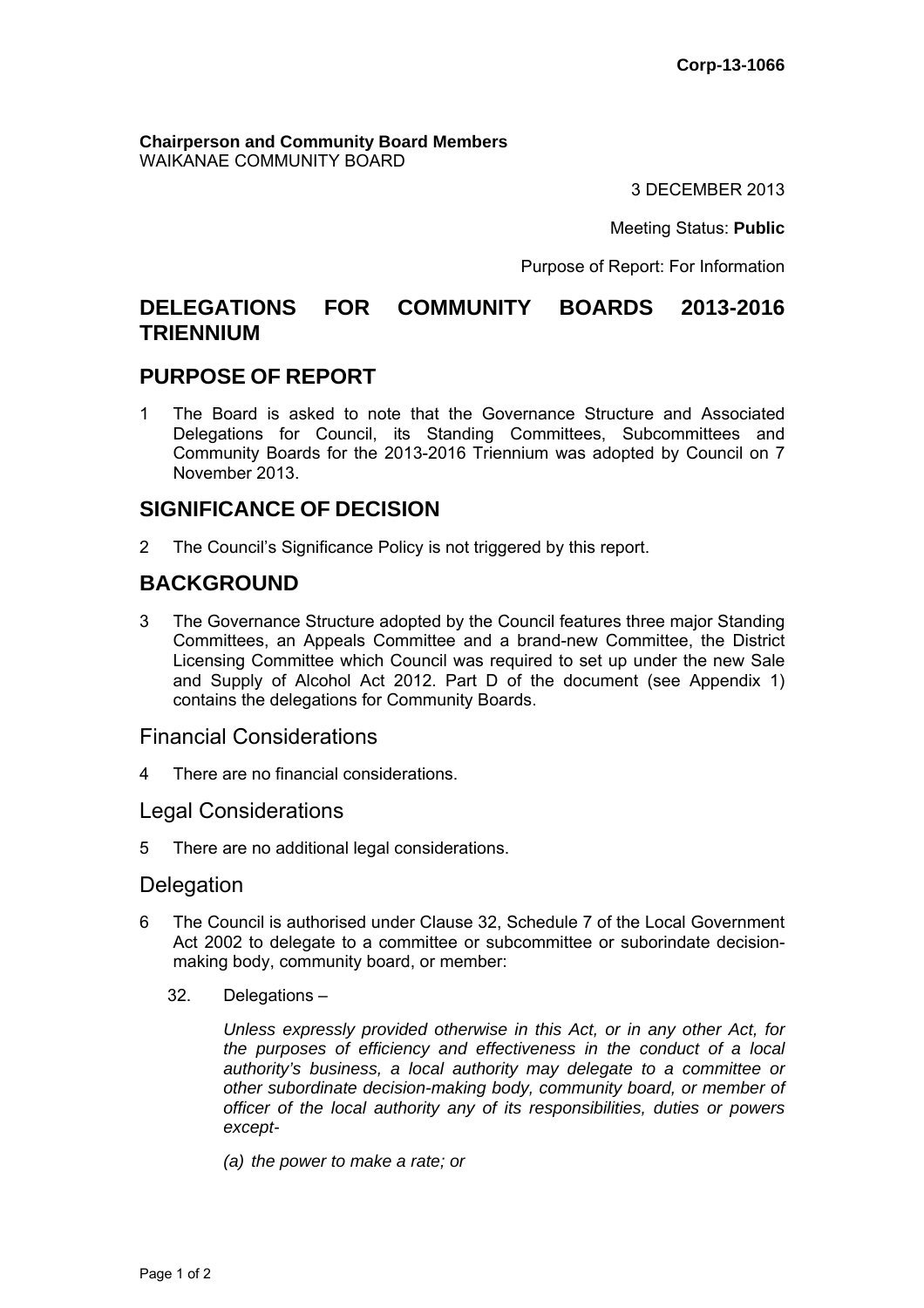**Corp-13-1066**

**Chairperson and Community Board Members**
WAIKANAE COMMUNITY BOARD

3 DECEMBER 2013

Meeting Status: **Public**

Purpose of Report: For Information

# DELEGATIONS FOR COMMUNITY BOARDS 2013-2016 TRIENNIUM

## PURPOSE OF REPORT

1 The Board is asked to note that the Governance Structure and Associated Delegations for Council, its Standing Committees, Subcommittees and Community Boards for the 2013-2016 Triennium was adopted by Council on 7 November 2013.

## SIGNIFICANCE OF DECISION

2 The Council's Significance Policy is not triggered by this report.

## BACKGROUND

3 The Governance Structure adopted by the Council features three major Standing Committees, an Appeals Committee and a brand-new Committee, the District Licensing Committee which Council was required to set up under the new Sale and Supply of Alcohol Act 2012. Part D of the document (see Appendix 1) contains the delegations for Community Boards.

### Financial Considerations

4 There are no financial considerations.

### Legal Considerations

5 There are no additional legal considerations.

### Delegation

6 The Council is authorised under Clause 32, Schedule 7 of the Local Government Act 2002 to delegate to a committee or subcommittee or suborindate decision-making body, community board, or member:

32. Delegations –

*Unless expressly provided otherwise in this Act, or in any other Act, for the purposes of efficiency and effectiveness in the conduct of a local authority's business, a local authority may delegate to a committee or other subordinate decision-making body, community board, or member of officer of the local authority any of its responsibilities, duties or powers except-*

*(a) the power to make a rate; or*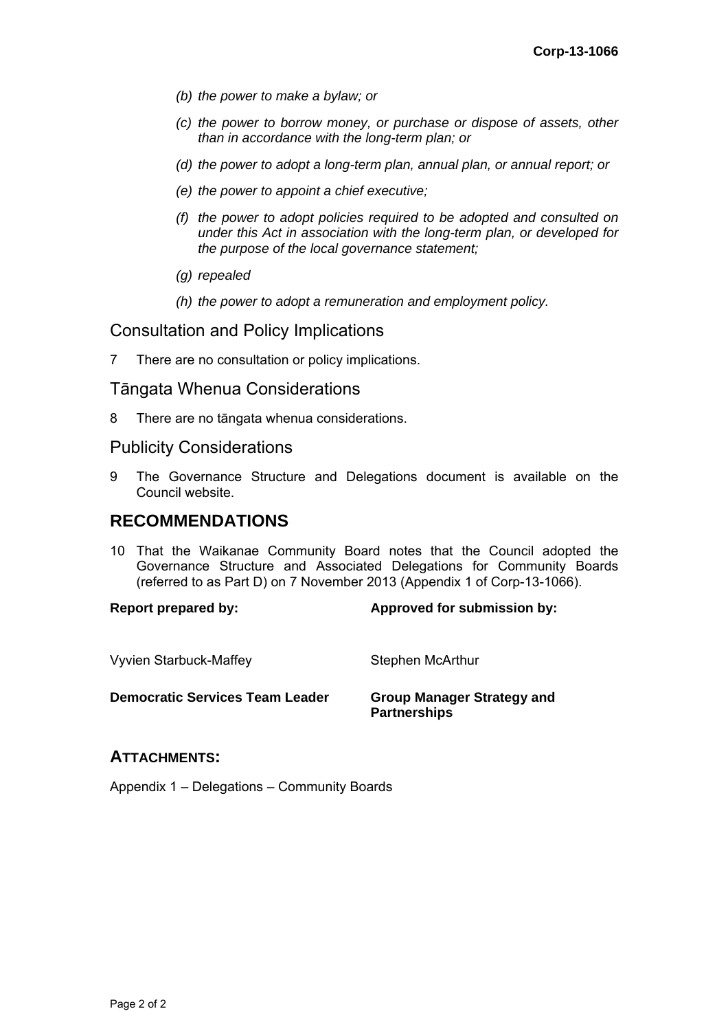*(b) the power to make a bylaw; or*

*(c) the power to borrow money, or purchase or dispose of assets, other than in accordance with the long-term plan; or*

*(d) the power to adopt a long-term plan, annual plan, or annual report; or*

*(e) the power to appoint a chief executive;*

*(f) the power to adopt policies required to be adopted and consulted on under this Act in association with the long-term plan, or developed for the purpose of the local governance statement;*

*(g) repealed*

*(h) the power to adopt a remuneration and employment policy.*

## Consultation and Policy Implications

7 There are no consultation or policy implications.

## Tāngata Whenua Considerations

8 There are no tāngata whenua considerations.

## Publicity Considerations

9 The Governance Structure and Delegations document is available on the Council website.

# RECOMMENDATIONS

10 That the Waikanae Community Board notes that the Council adopted the Governance Structure and Associated Delegations for Community Boards (referred to as Part D) on 7 November 2013 (Appendix 1 of Corp-13-1066).

| **Report prepared by:** | **Approved for submission by:** |
|---|---|
| Vyvien Starbuck-Maffey | Stephen McArthur |
| **Democratic Services Team Leader** | **Group Manager Strategy and Partnerships** |

## ATTACHMENTS:

Appendix 1 – Delegations – Community Boards